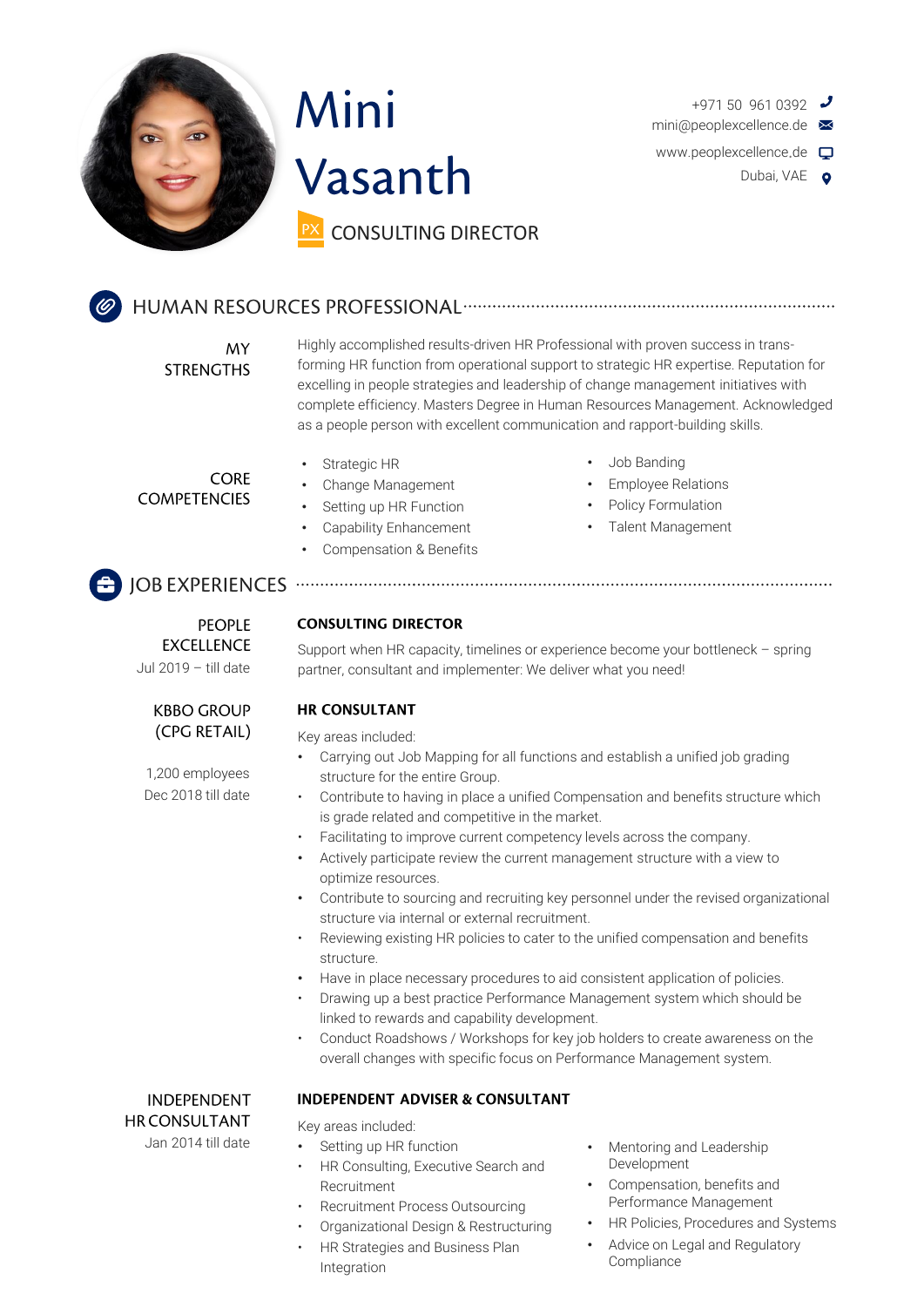# Mini Vasanth

PX CONSULTING DIRECTOR

+971 50 961 0392
mini@peoplexcellence.de
www.peoplexcellence.de
Dubai, VAE

## HUMAN RESOURCES PROFESSIONAL

**MY STRENGTHS**

Highly accomplished results-driven HR Professional with proven success in transforming HR function from operational support to strategic HR expertise. Reputation for excelling in people strategies and leadership of change management initiatives with complete efficiency. Masters Degree in Human Resources Management. Acknowledged as a people person with excellent communication and rapport-building skills.

**CORE COMPETENCIES**

- Strategic HR
- Change Management
- Setting up HR Function
- Capability Enhancement
- Compensation & Benefits
- Job Banding
- Employee Relations
- Policy Formulation
- Talent Management

## JOB EXPERIENCES

**PEOPLE EXCELLENCE**
Jul 2019 – till date

### CONSULTING DIRECTOR

Support when HR capacity, timelines or experience become your bottleneck – spring partner, consultant and implementer: We deliver what you need!

**KBBO GROUP (CPG RETAIL)**
1,200 employees
Dec 2018 till date

### HR CONSULTANT

Key areas included:

- Carrying out Job Mapping for all functions and establish a unified job grading structure for the entire Group.
- Contribute to having in place a unified Compensation and benefits structure which is grade related and competitive in the market.
- Facilitating to improve current competency levels across the company.
- Actively participate review the current management structure with a view to optimize resources.
- Contribute to sourcing and recruiting key personnel under the revised organizational structure via internal or external recruitment.
- Reviewing existing HR policies to cater to the unified compensation and benefits structure.
- Have in place necessary procedures to aid consistent application of policies.
- Drawing up a best practice Performance Management system which should be linked to rewards and capability development.
- Conduct Roadshows / Workshops for key job holders to create awareness on the overall changes with specific focus on Performance Management system.

**INDEPENDENT HR CONSULTANT**
Jan 2014 till date

### INDEPENDENT ADVISER & CONSULTANT

Key areas included:

- Setting up HR function
- HR Consulting, Executive Search and Recruitment
- Recruitment Process Outsourcing
- Organizational Design & Restructuring
- HR Strategies and Business Plan Integration
- Mentoring and Leadership Development
- Compensation, benefits and Performance Management
- HR Policies, Procedures and Systems
- Advice on Legal and Regulatory Compliance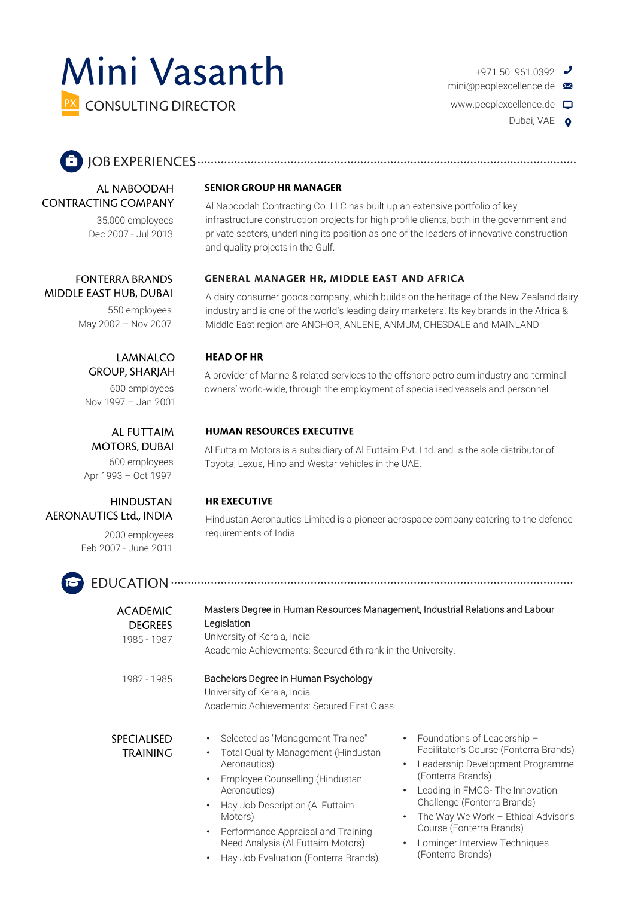# Mini Vasanth

PX CONSULTING DIRECTOR

+971 50 961 0392
mini@peoplexcellence.de
www.peoplexcellence.de
Dubai, VAE

## JOB EXPERIENCES

**AL NABOODAH CONTRACTING COMPANY**
35,000 employees
Dec 2007 - Jul 2013

### SENIOR GROUP HR MANAGER

Al Naboodah Contracting Co. LLC has built up an extensive portfolio of key infrastructure construction projects for high profile clients, both in the government and private sectors, underlining its position as one of the leaders of innovative construction and quality projects in the Gulf.

**FONTERRA BRANDS MIDDLE EAST HUB, DUBAI**
550 employees
May 2002 – Nov 2007

### GENERAL MANAGER HR, MIDDLE EAST AND AFRICA

A dairy consumer goods company, which builds on the heritage of the New Zealand dairy industry and is one of the world's leading dairy marketers. Its key brands in the Africa & Middle East region are ANCHOR, ANLENE, ANMUM, CHESDALE and MAINLAND

**LAMNALCO GROUP, SHARJAH**
600 employees
Nov 1997 – Jan 2001

### HEAD OF HR

A provider of Marine & related services to the offshore petroleum industry and terminal owners' world-wide, through the employment of specialised vessels and personnel

**AL FUTTAIM MOTORS, DUBAI**
600 employees
Apr 1993 – Oct 1997

### HUMAN RESOURCES EXECUTIVE

Al Futtaim Motors is a subsidiary of Al Futtaim Pvt. Ltd. and is the sole distributor of Toyota, Lexus, Hino and Westar vehicles in the UAE.

**HINDUSTAN AERONAUTICS Ltd., INDIA**
2000 employees
Feb 2007 - June 2011

### HR EXECUTIVE

Hindustan Aeronautics Limited is a pioneer aerospace company catering to the defence requirements of India.

## EDUCATION

**ACADEMIC DEGREES**

1985 - 1987

Masters Degree in Human Resources Management, Industrial Relations and Labour Legislation
University of Kerala, India
Academic Achievements: Secured 6th rank in the University.

1982 - 1985

Bachelors Degree in Human Psychology
University of Kerala, India
Academic Achievements: Secured First Class

**SPECIALISED TRAINING**

- Selected as "Management Trainee"
- Total Quality Management (Hindustan Aeronautics)
- Employee Counselling (Hindustan Aeronautics)
- Hay Job Description (Al Futtaim Motors)
- Performance Appraisal and Training Need Analysis (Al Futtaim Motors)
- Hay Job Evaluation (Fonterra Brands)
- Foundations of Leadership – Facilitator's Course (Fonterra Brands)
- Leadership Development Programme (Fonterra Brands)
- Leading in FMCG- The Innovation Challenge (Fonterra Brands)
- The Way We Work – Ethical Advisor's Course (Fonterra Brands)
- Lominger Interview Techniques (Fonterra Brands)